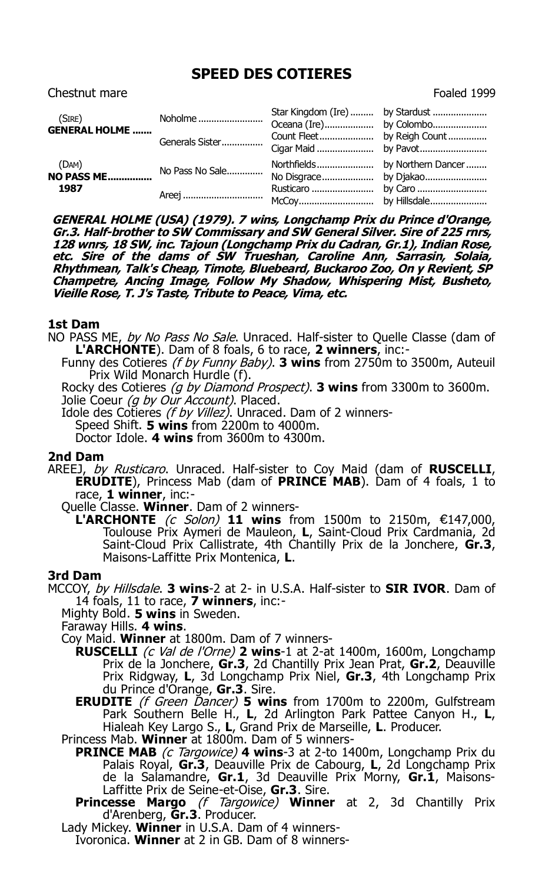# SPEED DES COTIERES

Chestnut mare — Foaled 1999

| | | | |
|---|---|---|---|
| (SIRE) **GENERAL HOLME** | Noholme | Star Kingdom (Ire) | by Stardust |
| | | Oceana (Ire) | by Colombo |
| | Generals Sister | Count Fleet | by Reigh Count |
| | | Cigar Maid | by Pavot |
| (DAM) **NO PASS ME** **1987** | No Pass No Sale | Northfields | by Northern Dancer |
| | | No Disgrace | by Djakao |
| | Areej | Rusticaro | by Caro |
| | | McCoy | by Hillsdale |

***GENERAL HOLME (USA) (1979). 7 wins, Longchamp Prix du Prince d'Orange, Gr.3. Half-brother to SW Commissary and SW General Silver. Sire of 225 rnrs, 128 wnrs, 18 SW, inc. Tajoun (Longchamp Prix du Cadran, Gr.1), Indian Rose, etc. Sire of the dams of SW Trueshan, Caroline Ann, Sarrasin, Solaia, Rhythmean, Talk's Cheap, Timote, Bluebeard, Buckaroo Zoo, On y Revient, SP Champetre, Ancing Image, Follow My Shadow, Whispering Mist, Busheto, Vieille Rose, T. J's Taste, Tribute to Peace, Vima, etc.***

### 1st Dam

NO PASS ME, *by No Pass No Sale*. Unraced. Half-sister to Quelle Classe (dam of **L'ARCHONTE**). Dam of 8 foals, 6 to race, **2 winners**, inc:-

Funny des Cotieres *(f by Funny Baby)*. **3 wins** from 2750m to 3500m, Auteuil Prix Wild Monarch Hurdle (f).

Rocky des Cotieres *(g by Diamond Prospect)*. **3 wins** from 3300m to 3600m.

Jolie Coeur *(g by Our Account)*. Placed.

Idole des Cotieres *(f by Villez)*. Unraced. Dam of 2 winners-

Speed Shift. **5 wins** from 2200m to 4000m.

Doctor Idole. **4 wins** from 3600m to 4300m.

### 2nd Dam

AREEJ, *by Rusticaro*. Unraced. Half-sister to Coy Maid (dam of **RUSCELLI**, **ERUDITE**), Princess Mab (dam of **PRINCE MAB**). Dam of 4 foals, 1 to race, **1 winner**, inc:-

Quelle Classe. **Winner**. Dam of 2 winners-

**L'ARCHONTE** *(c Solon)* **11 wins** from 1500m to 2150m, €147,000, Toulouse Prix Aymeri de Mauleon, **L**, Saint-Cloud Prix Cardmania, 2d Saint-Cloud Prix Callistrate, 4th Chantilly Prix de la Jonchere, **Gr.3**, Maisons-Laffitte Prix Montenica, **L**.

### 3rd Dam

MCCOY, *by Hillsdale*. **3 wins**-2 at 2- in U.S.A. Half-sister to **SIR IVOR**. Dam of 14 foals, 11 to race, **7 winners**, inc:-

Mighty Bold. **5 wins** in Sweden.

Faraway Hills. **4 wins**.

Coy Maid. **Winner** at 1800m. Dam of 7 winners-

**RUSCELLI** *(c Val de l'Orne)* **2 wins**-1 at 2-at 1400m, 1600m, Longchamp Prix de la Jonchere, **Gr.3**, 2d Chantilly Prix Jean Prat, **Gr.2**, Deauville Prix Ridgway, **L**, 3d Longchamp Prix Niel, **Gr.3**, 4th Longchamp Prix du Prince d'Orange, **Gr.3**. Sire.

**ERUDITE** *(f Green Dancer)* **5 wins** from 1700m to 2200m, Gulfstream Park Southern Belle H., **L**, 2d Arlington Park Pattee Canyon H., **L**, Hialeah Key Largo S., **L**, Grand Prix de Marseille, **L**. Producer.

Princess Mab. **Winner** at 1800m. Dam of 5 winners-

**PRINCE MAB** *(c Targowice)* **4 wins**-3 at 2-to 1400m, Longchamp Prix du Palais Royal, **Gr.3**, Deauville Prix de Cabourg, **L**, 2d Longchamp Prix de la Salamandre, **Gr.1**, 3d Deauville Prix Morny, **Gr.1**, Maisons-Laffitte Prix de Seine-et-Oise, **Gr.3**. Sire.

**Princesse Margo** *(f Targowice)* **Winner** at 2, 3d Chantilly Prix d'Arenberg, **Gr.3**. Producer.

Lady Mickey. **Winner** in U.S.A. Dam of 4 winners-

Ivoronica. **Winner** at 2 in GB. Dam of 8 winners-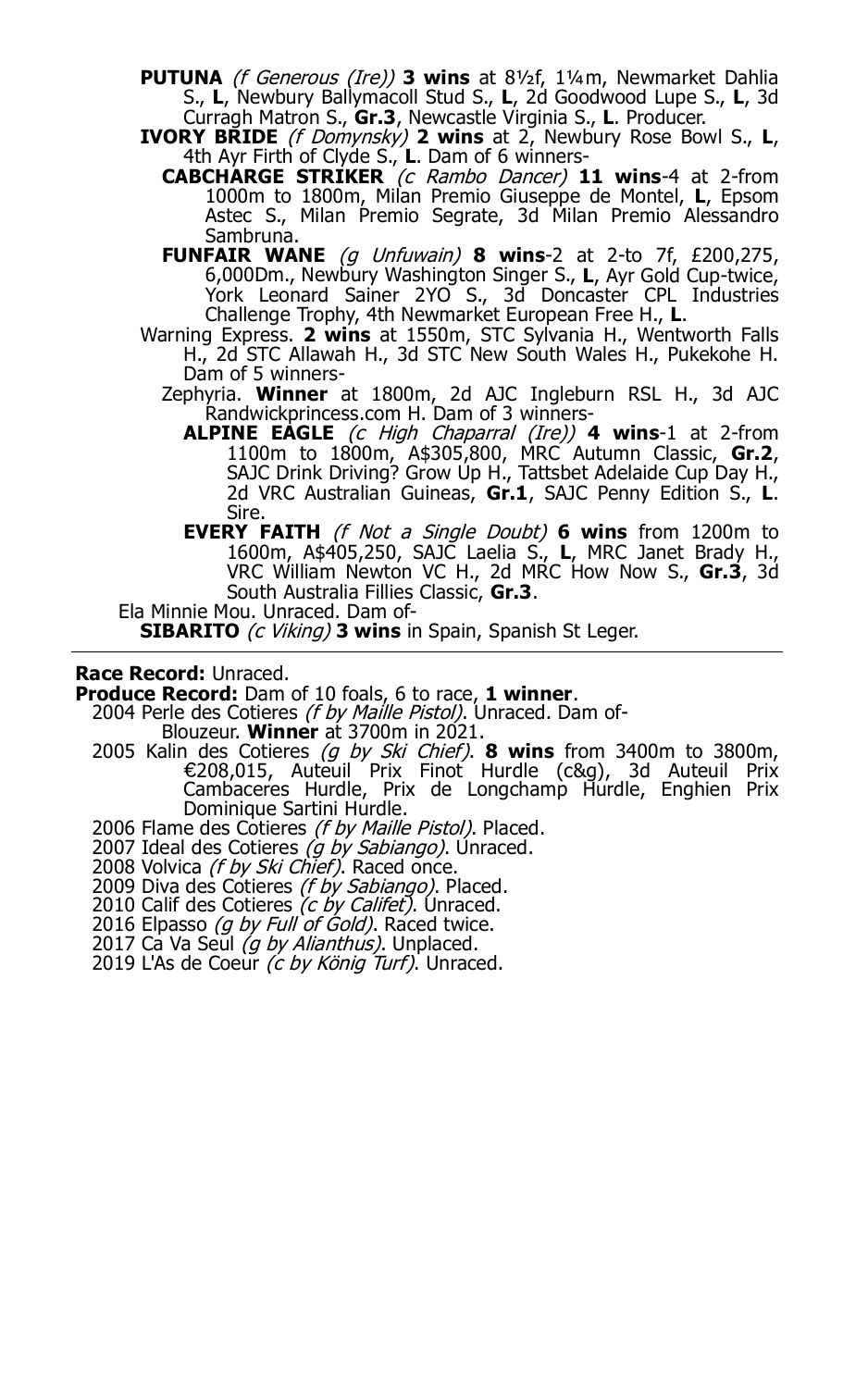**PUTUNA** *(f Generous (Ire))* **3 wins** at 8½f, 1¼m, Newmarket Dahlia S., **L**, Newbury Ballymacoll Stud S., **L**, 2d Goodwood Lupe S., **L**, 3d Curragh Matron S., **Gr.3**, Newcastle Virginia S., **L**. Producer.

**IVORY BRIDE** *(f Domynsky)* **2 wins** at 2, Newbury Rose Bowl S., **L**, 4th Ayr Firth of Clyde S., **L**. Dam of 6 winners-

**CABCHARGE STRIKER** *(c Rambo Dancer)* **11 wins**-4 at 2-from 1000m to 1800m, Milan Premio Giuseppe de Montel, **L**, Epsom Astec S., Milan Premio Segrate, 3d Milan Premio Alessandro Sambruna.

**FUNFAIR WANE** *(g Unfuwain)* **8 wins**-2 at 2-to 7f, £200,275, 6,000Dm., Newbury Washington Singer S., **L**, Ayr Gold Cup-twice, York Leonard Sainer 2YO S., 3d Doncaster CPL Industries Challenge Trophy, 4th Newmarket European Free H., **L**.

Warning Express. **2 wins** at 1550m, STC Sylvania H., Wentworth Falls H., 2d STC Allawah H., 3d STC New South Wales H., Pukekohe H. Dam of 5 winners-

Zephyria. **Winner** at 1800m, 2d AJC Ingleburn RSL H., 3d AJC Randwickprincess.com H. Dam of 3 winners-

**ALPINE EAGLE** *(c High Chaparral (Ire))* **4 wins**-1 at 2-from 1100m to 1800m, A$305,800, MRC Autumn Classic, **Gr.2**, SAJC Drink Driving? Grow Up H., Tattsbet Adelaide Cup Day H., 2d VRC Australian Guineas, **Gr.1**, SAJC Penny Edition S., **L**. Sire.

**EVERY FAITH** *(f Not a Single Doubt)* **6 wins** from 1200m to 1600m, A$405,250, SAJC Laelia S., **L**, MRC Janet Brady H., VRC William Newton VC H., 2d MRC How Now S., **Gr.3**, 3d South Australia Fillies Classic, **Gr.3**.

Ela Minnie Mou. Unraced. Dam of-

**SIBARITO** *(c Viking)* **3 wins** in Spain, Spanish St Leger.

---

**Race Record:** Unraced.

**Produce Record:** Dam of 10 foals, 6 to race, **1 winner**.

2004 Perle des Cotieres *(f by Maille Pistol)*. Unraced. Dam of-

Blouzeur. **Winner** at 3700m in 2021.

2005 Kalin des Cotieres *(g by Ski Chief)*. **8 wins** from 3400m to 3800m, €208,015, Auteuil Prix Finot Hurdle (c&g), 3d Auteuil Prix Cambaceres Hurdle, Prix de Longchamp Hurdle, Enghien Prix Dominique Sartini Hurdle.

2006 Flame des Cotieres *(f by Maille Pistol)*. Placed.

2007 Ideal des Cotieres *(g by Sabiango)*. Unraced.

2008 Volvica *(f by Ski Chief)*. Raced once.

2009 Diva des Cotieres *(f by Sabiango)*. Placed.

2010 Calif des Cotieres *(c by Califet)*. Unraced.

2016 Elpasso *(g by Full of Gold)*. Raced twice.

2017 Ca Va Seul *(g by Alianthus)*. Unplaced.

2019 L'As de Coeur *(c by König Turf)*. Unraced.